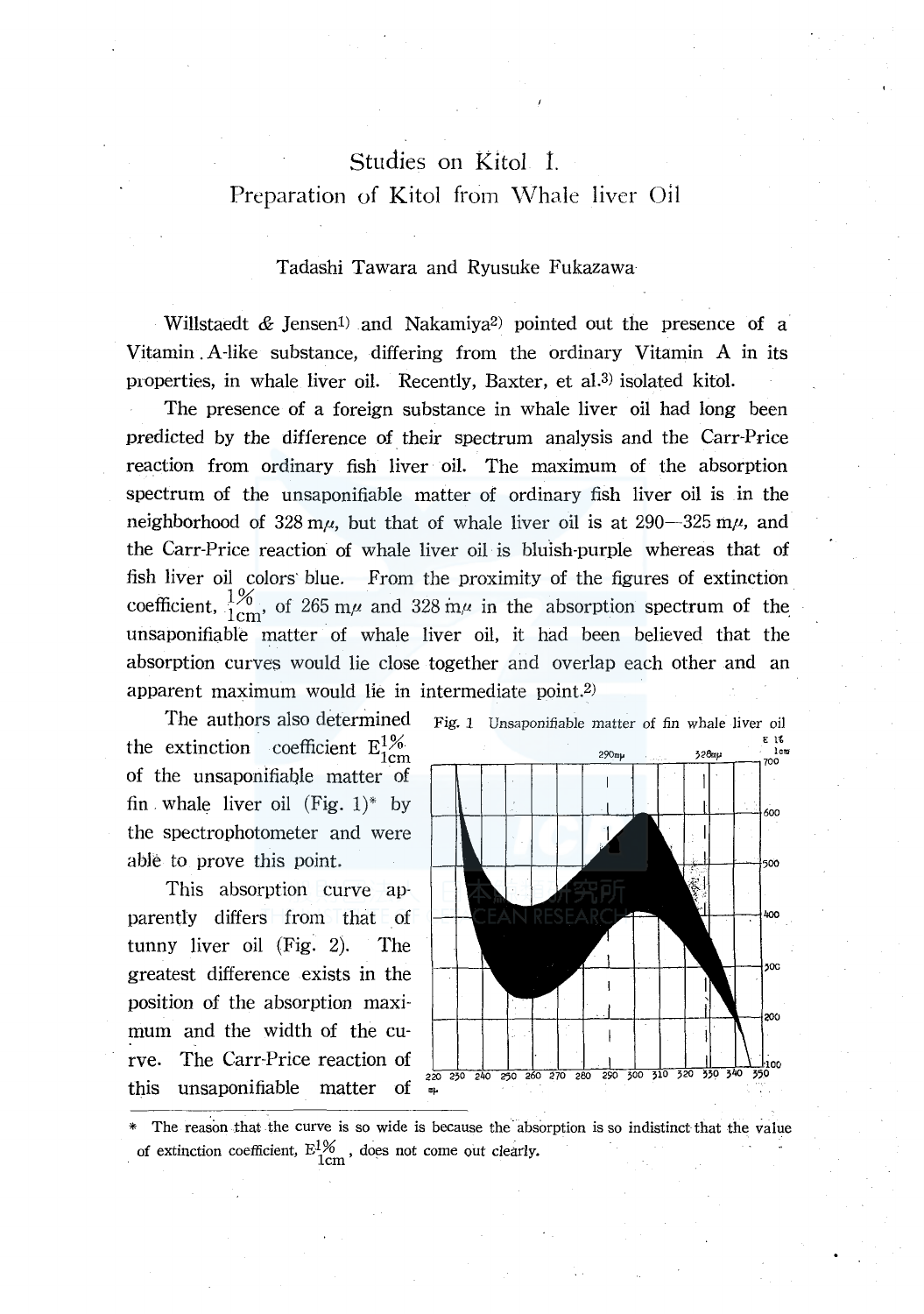# Studies on Kitol I.
## Preparation of Kitol from Whale liver Oil

Tadashi Tawara and Ryusuke Fukazawa

Willstaedt & Jensen[1] and Nakamiya[2] pointed out the presence of a Vitamin A-like substance, differing from the ordinary Vitamin A in its properties, in whale liver oil. Recently, Baxter, et al.[3] isolated kitol.

The presence of a foreign substance in whale liver oil had long been predicted by the difference of their spectrum analysis and the Carr-Price reaction from ordinary fish liver oil. The maximum of the absorption spectrum of the unsaponifiable matter of ordinary fish liver oil is in the neighborhood of 328 m$\mu$, but that of whale liver oil is at 290—325 m$\mu$, and the Carr-Price reaction of whale liver oil is bluish-purple whereas that of fish liver oil colors blue. From the proximity of the figures of extinction coefficient, $\frac{1\%}{1\text{cm}}$, of 265 m$\mu$ and 328 m$\mu$ in the absorption spectrum of the unsaponifiable matter of whale liver oil, it had been believed that the absorption curves would lie close together and overlap each other and an apparent maximum would lie in intermediate point.[2]

The authors also determined the extinction coefficient $E^{1\%}_{1\text{cm}}$ of the unsaponifiable matter of fin whale liver oil (Fig. 1)* by the spectrophotometer and were able to prove this point.

Fig. 1 Unsaponifiable matter of fin whale liver oil

This absorption curve apparently differs from that of tunny liver oil (Fig. 2). The greatest difference exists in the position of the absorption maximum and the width of the curve. The Carr-Price reaction of this unsaponifiable matter of

\* The reason that the curve is so wide is because the absorption is so indistinct that the value of extinction coefficient, $E^{1\%}_{1\text{cm}}$, does not come out clearly.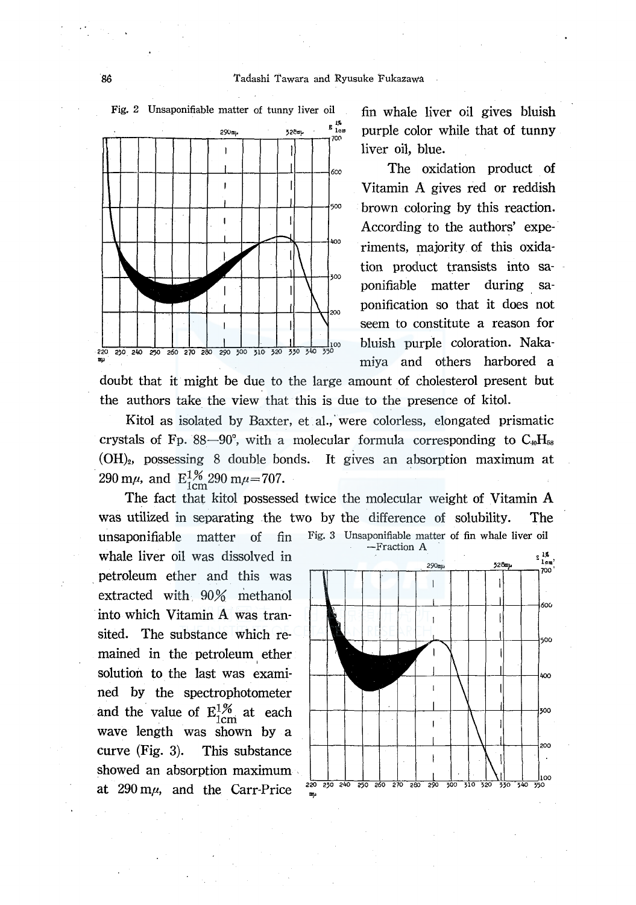Fig. 2 Unsaponifiable matter of tunny liver oil

fin whale liver oil gives bluish purple color while that of tunny liver oil, blue.

The oxidation product of Vitamin A gives red or reddish brown coloring by this reaction. According to the authors' experiments, majority of this oxidation product transists into saponifiable matter during saponification so that it does not seem to constitute a reason for bluish purple coloration. Nakamiya and others harbored a doubt that it might be due to the large amount of cholesterol present but the authors take the view that this is due to the presence of kitol.

Kitol as isolated by Baxter, et al., were colorless, elongated prismatic crystals of Fp. 88—90°, with a molecular formula corresponding to $C_{40}H_{58}(OH)_2$, possessing 8 double bonds. It gives an absorption maximum at 290 m$\mu$, and $E^{1\%}_{1cm}$ 290 m$\mu$=707.

The fact that kitol possessed twice the molecular weight of Vitamin A was utilized in separating the two by the difference of solubility. The unsaponifiable matter of fin whale liver oil was dissolved in petroleum ether and this was extracted with 90% methanol into which Vitamin A was transited. The substance which remained in the petroleum ether solution to the last was examined by the spectrophotometer and the value of $E^{1\%}_{1cm}$ at each wave length was shown by a curve (Fig. 3). This substance showed an absorption maximum at 290 m$\mu$, and the Carr-Price

Fig. 3 Unsaponifiable matter of fin whale liver oil —Fraction A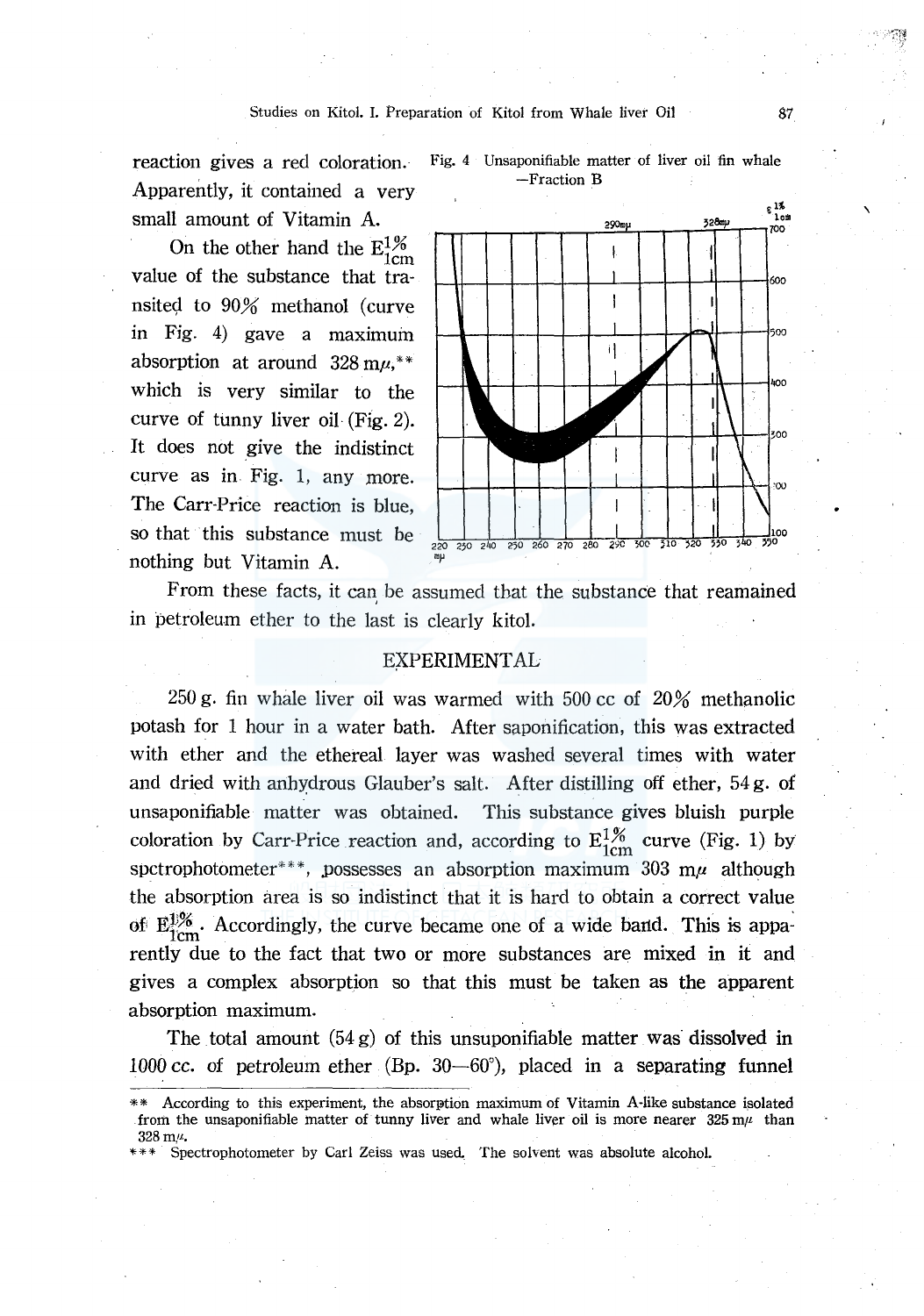reaction gives a red coloration. Apparently, it contained a very small amount of Vitamin A.

On the other hand the $E^{1\%}_{1cm}$ value of the substance that transited to 90% methanol (curve in Fig. 4) gave a maximum absorption at around 328 m$\mu$,** which is very similar to the curve of tunny liver oil (Fig. 2). It does not give the indistinct curve as in Fig. 1, any more. The Carr-Price reaction is blue, so that this substance must be nothing but Vitamin A.

Fig. 4 Unsaponifiable matter of liver oil fin whale —Fraction B

From these facts, it can be assumed that the substance that reamained in petroleum ether to the last is clearly kitol.

## EXPERIMENTAL

250 g. fin whale liver oil was warmed with 500 cc of 20% methanolic potash for 1 hour in a water bath. After saponification, this was extracted with ether and the ethereal layer was washed several times with water and dried with anhydrous Glauber's salt. After distilling off ether, 54 g. of unsaponifiable matter was obtained. This substance gives bluish purple coloration by Carr-Price reaction and, according to $E^{1\%}_{1cm}$ curve (Fig. 1) by spctrophotometer***, possesses an absorption maximum 303 m$\mu$ although the absorption area is so indistinct that it is hard to obtain a correct value of $E^{1\%}_{1cm}$. Accordingly, the curve became one of a wide band. This is apparently due to the fact that two or more substances are mixed in it and gives a complex absorption so that this must be taken as the apparent absorption maximum.

The total amount (54 g) of this unsuponifiable matter was dissolved in 1000 cc. of petroleum ether (Bp. 30—60°), placed in a separating funnel

** According to this experiment, the absorption maximum of Vitamin A-like substance isolated from the unsaponifiable matter of tunny liver and whale liver oil is more nearer 325 m$\mu$ than 328 m$\mu$.

*** Spectrophotometer by Carl Zeiss was used. The solvent was absolute alcohol.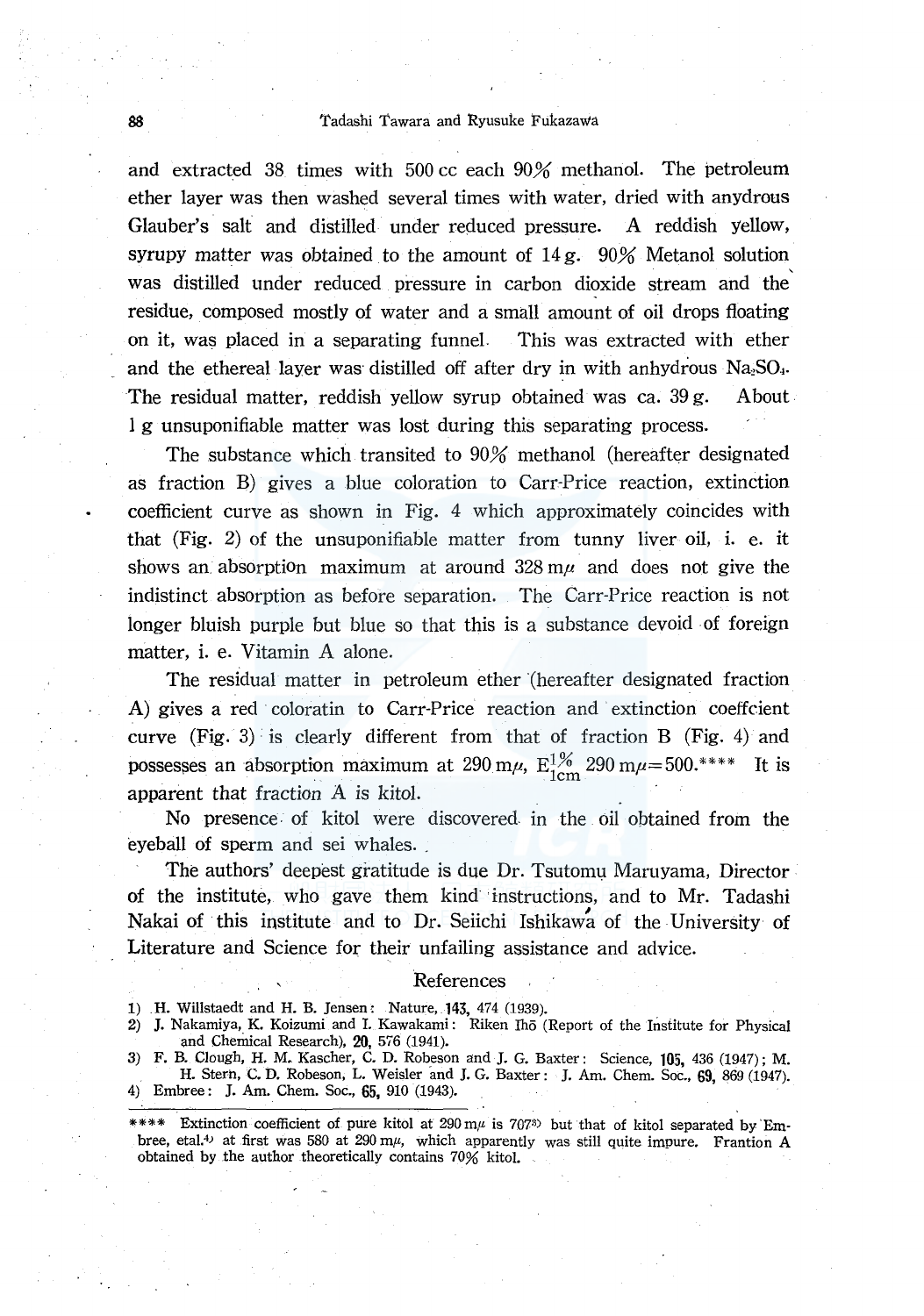and extracted 38 times with 500 cc each 90% methanol. The petroleum ether layer was then washed several times with water, dried with anydrous Glauber's salt and distilled under reduced pressure. A reddish yellow, syrupy matter was obtained to the amount of 14 g. 90% Metanol solution was distilled under reduced pressure in carbon dioxide stream and the residue, composed mostly of water and a small amount of oil drops floating on it, was placed in a separating funnel. This was extracted with ether and the ethereal layer was distilled off after dry in with anhydrous $Na_2SO_4$. The residual matter, reddish yellow syrup obtained was ca. 39 g. About 1 g unsuponifiable matter was lost during this separating process.

The substance which transited to 90% methanol (hereafter designated as fraction B) gives a blue coloration to Carr-Price reaction, extinction coefficient curve as shown in Fig. 4 which approximately coincides with that (Fig. 2) of the unsuponifiable matter from tunny liver oil, i. e. it shows an absorption maximum at around 328 m$\mu$ and does not give the indistinct absorption as before separation. The Carr-Price reaction is not longer bluish purple but blue so that this is a substance devoid of foreign matter, i. e. Vitamin A alone.

The residual matter in petroleum ether (hereafter designated fraction A) gives a red coloratin to Carr-Price reaction and extinction coeffcient curve (Fig. 3) is clearly different from that of fraction B (Fig. 4) and possesses an absorption maximum at 290 m$\mu$, $E^{1\%}_{1cm}$ 290 m$\mu$=500.**** It is apparent that fraction A is kitol.

No presence of kitol were discovered in the oil obtained from the eyeball of sperm and sei whales.

The authors' deepest gratitude is due Dr. Tsutomu Maruyama, Director of the institute, who gave them kind instructions, and to Mr. Tadashi Nakai of this institute and to Dr. Seiichi Ishikawa of the University of Literature and Science for their unfailing assistance and advice.

## References

1) H. Willstaedt and H. B. Jensen: Nature, **143**, 474 (1939).
2) J. Nakamiya, K. Koizumi and I. Kawakami: Riken Ihō (Report of the Institute for Physical and Chemical Research), **20**, 576 (1941).
3) F. B. Clough, H. M. Kascher, C. D. Robeson and J. G. Baxter: Science, **105**, 436 (1947); M. H. Stern, C. D. Robeson, L. Weisler and J. G. Baxter: J. Am. Chem. Soc., **69**, 869 (1947).
4) Embree: J. Am. Chem. Soc., **65**, 910 (1943).

**** Extinction coefficient of pure kitol at 290 m$\mu$ is 707[3] but that of kitol separated by Embree, etal.[4] at first was 580 at 290 m$\mu$, which apparently was still quite impure. Frantion A obtained by the author theoretically contains 70% kitol.